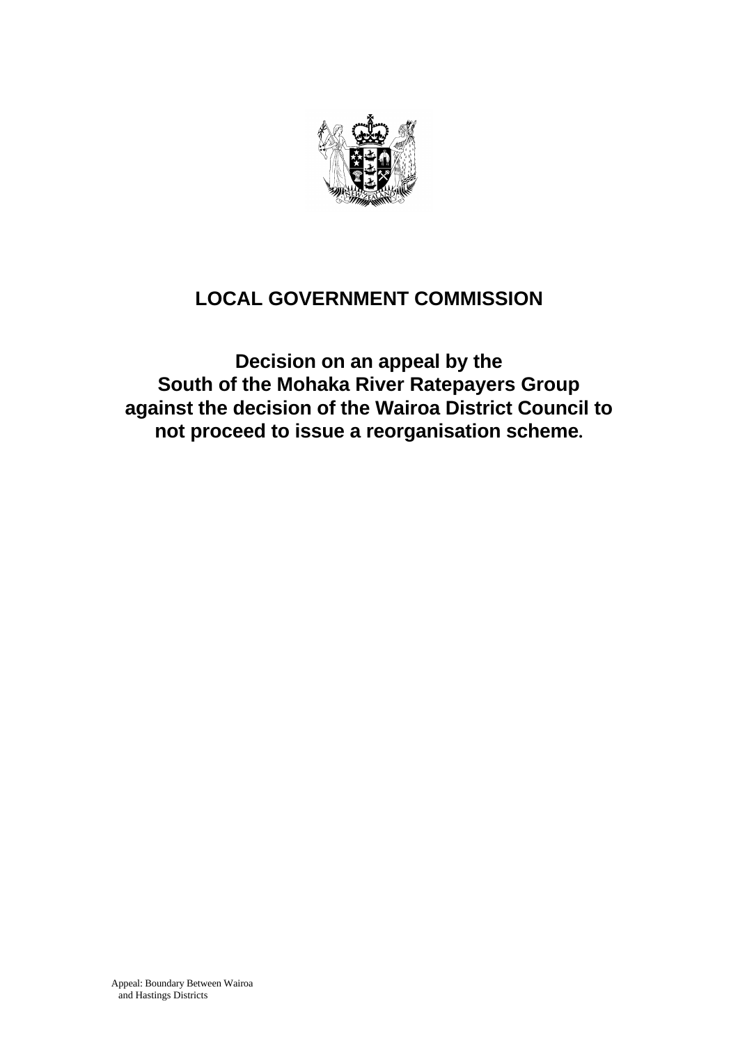# LOCAL GOVERNMENT COMMISSION

## Decision on an appeal by the South of the Mohaka River Ratepayers Group against the decision of the Wairoa District Council to not proceed to issue a reorganisation scheme.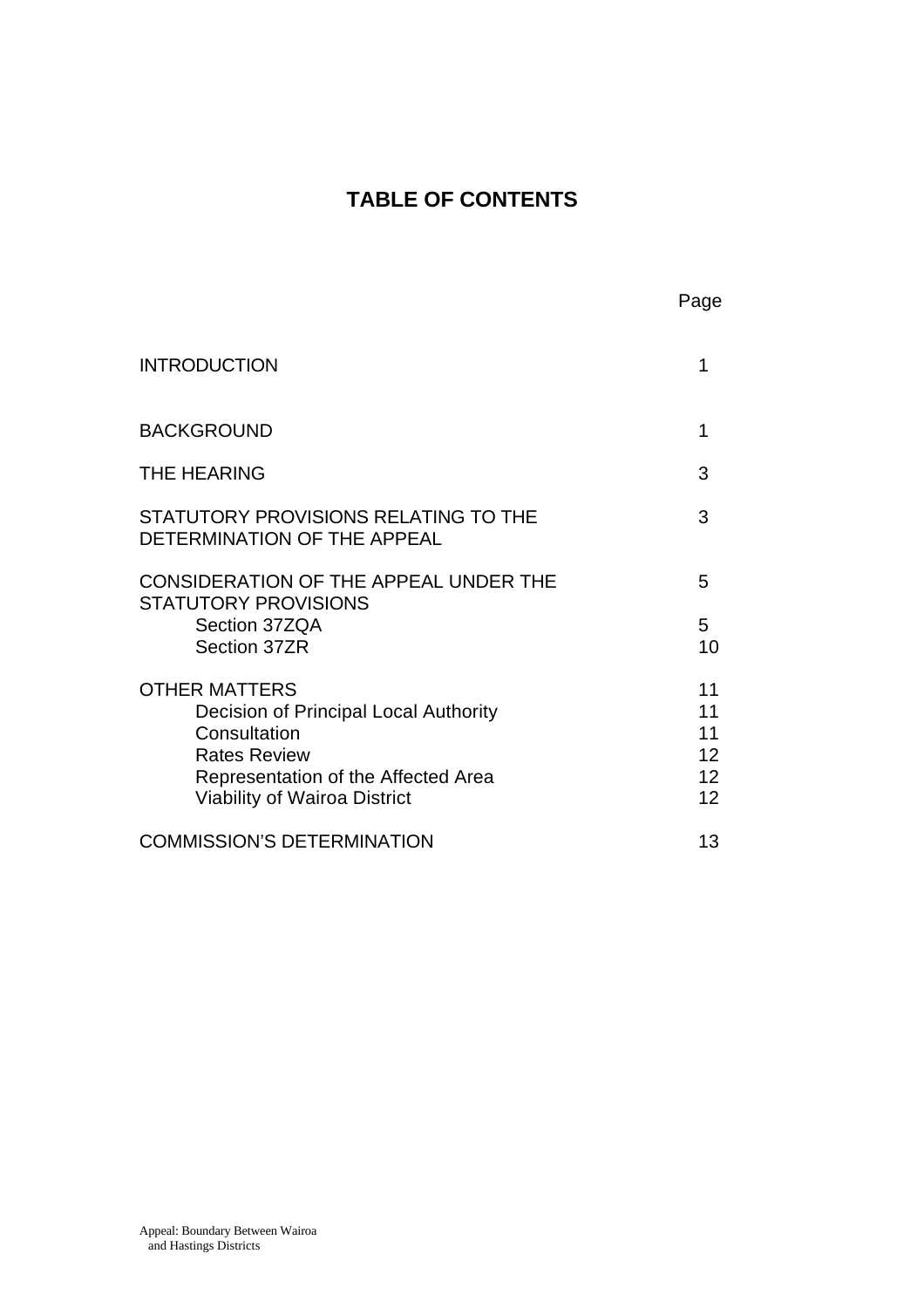# TABLE OF CONTENTS

| | Page |
|---|---|
| INTRODUCTION | 1 |
| BACKGROUND | 1 |
| THE HEARING | 3 |
| STATUTORY PROVISIONS RELATING TO THE DETERMINATION OF THE APPEAL | 3 |
| CONSIDERATION OF THE APPEAL UNDER THE STATUTORY PROVISIONS | 5 |
| Section 37ZQA | 5 |
| Section 37ZR | 10 |
| OTHER MATTERS | 11 |
| Decision of Principal Local Authority | 11 |
| Consultation | 11 |
| Rates Review | 12 |
| Representation of the Affected Area | 12 |
| Viability of Wairoa District | 12 |
| COMMISSION'S DETERMINATION | 13 |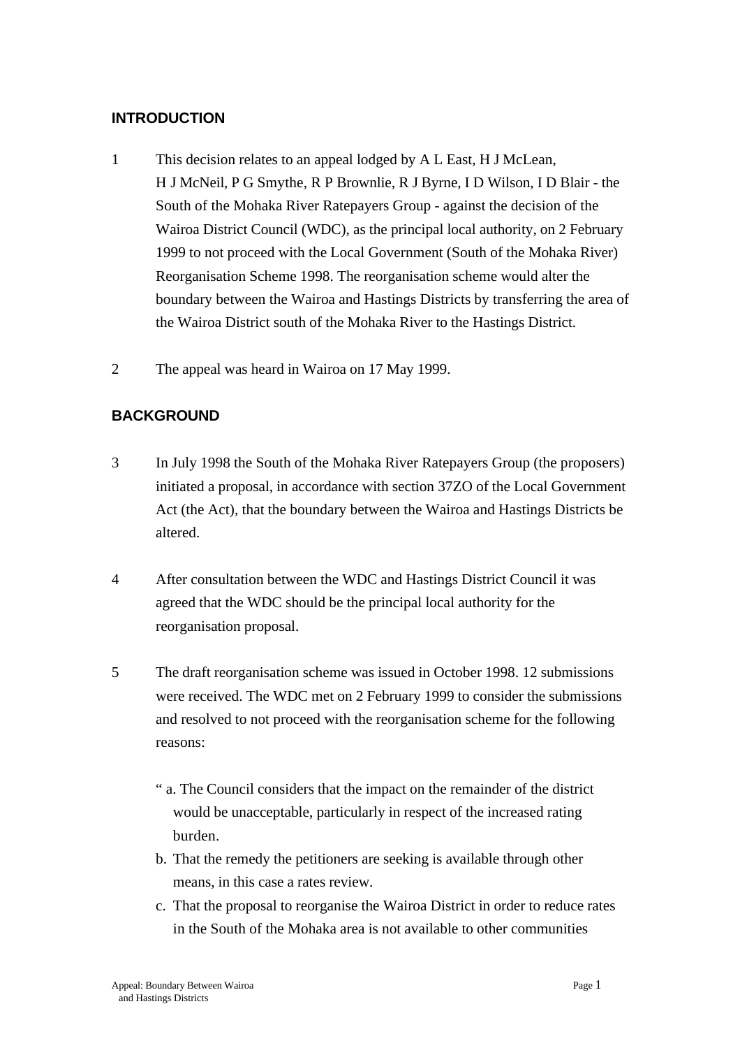## INTRODUCTION

1 This decision relates to an appeal lodged by A L East, H J McLean, H J McNeil, P G Smythe, R P Brownlie, R J Byrne, I D Wilson, I D Blair - the South of the Mohaka River Ratepayers Group - against the decision of the Wairoa District Council (WDC), as the principal local authority, on 2 February 1999 to not proceed with the Local Government (South of the Mohaka River) Reorganisation Scheme 1998. The reorganisation scheme would alter the boundary between the Wairoa and Hastings Districts by transferring the area of the Wairoa District south of the Mohaka River to the Hastings District.

2 The appeal was heard in Wairoa on 17 May 1999.

## BACKGROUND

3 In July 1998 the South of the Mohaka River Ratepayers Group (the proposers) initiated a proposal, in accordance with section 37ZO of the Local Government Act (the Act), that the boundary between the Wairoa and Hastings Districts be altered.

4 After consultation between the WDC and Hastings District Council it was agreed that the WDC should be the principal local authority for the reorganisation proposal.

5 The draft reorganisation scheme was issued in October 1998. 12 submissions were received. The WDC met on 2 February 1999 to consider the submissions and resolved to not proceed with the reorganisation scheme for the following reasons:

" a. The Council considers that the impact on the remainder of the district would be unacceptable, particularly in respect of the increased rating burden.

b. That the remedy the petitioners are seeking is available through other means, in this case a rates review.

c. That the proposal to reorganise the Wairoa District in order to reduce rates in the South of the Mohaka area is not available to other communities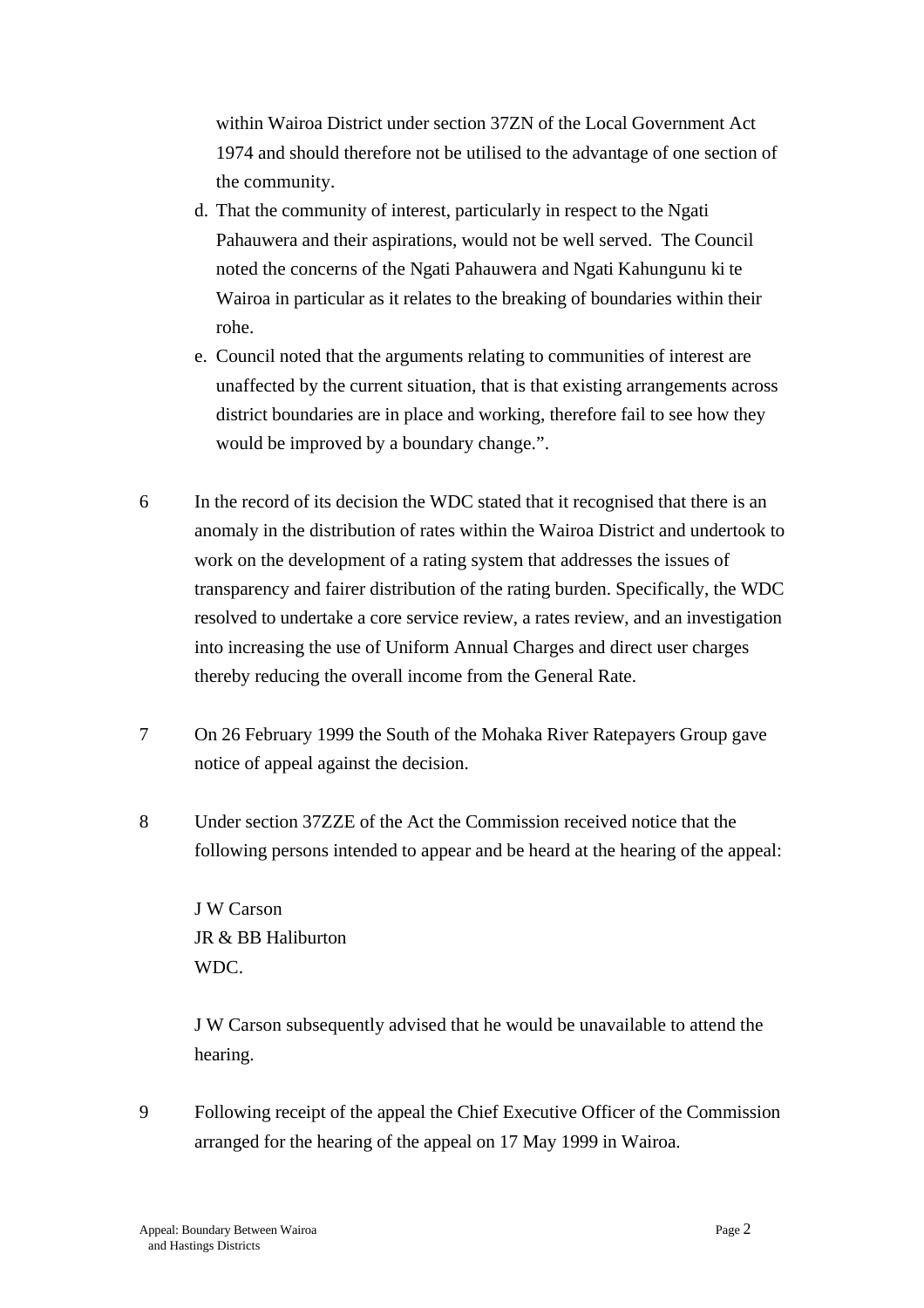within Wairoa District under section 37ZN of the Local Government Act 1974 and should therefore not be utilised to the advantage of one section of the community.

d. That the community of interest, particularly in respect to the Ngati Pahauwera and their aspirations, would not be well served. The Council noted the concerns of the Ngati Pahauwera and Ngati Kahungunu ki te Wairoa in particular as it relates to the breaking of boundaries within their rohe.

e. Council noted that the arguments relating to communities of interest are unaffected by the current situation, that is that existing arrangements across district boundaries are in place and working, therefore fail to see how they would be improved by a boundary change.".

6 In the record of its decision the WDC stated that it recognised that there is an anomaly in the distribution of rates within the Wairoa District and undertook to work on the development of a rating system that addresses the issues of transparency and fairer distribution of the rating burden. Specifically, the WDC resolved to undertake a core service review, a rates review, and an investigation into increasing the use of Uniform Annual Charges and direct user charges thereby reducing the overall income from the General Rate.

7 On 26 February 1999 the South of the Mohaka River Ratepayers Group gave notice of appeal against the decision.

8 Under section 37ZZE of the Act the Commission received notice that the following persons intended to appear and be heard at the hearing of the appeal:

J W Carson
JR & BB Haliburton
WDC.

J W Carson subsequently advised that he would be unavailable to attend the hearing.

9 Following receipt of the appeal the Chief Executive Officer of the Commission arranged for the hearing of the appeal on 17 May 1999 in Wairoa.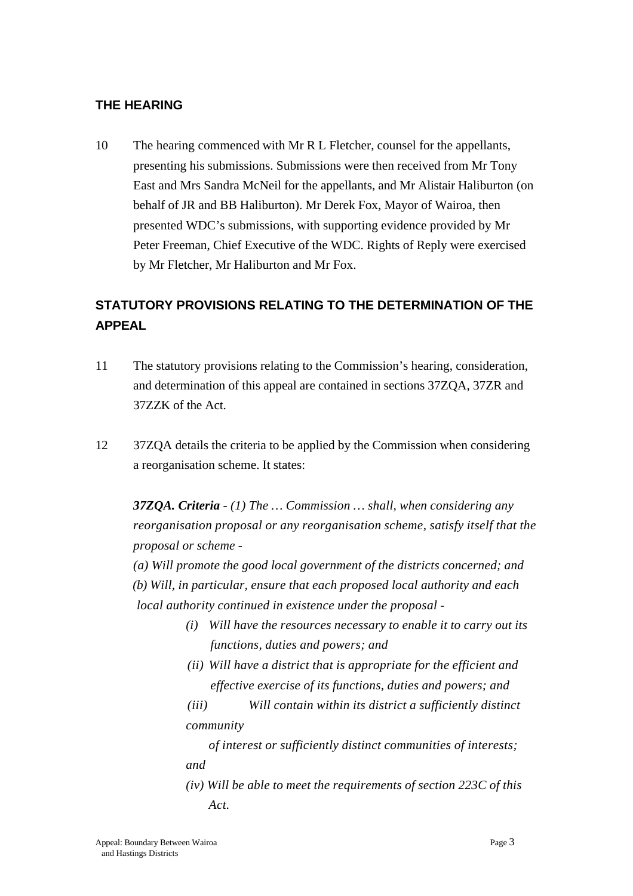## THE HEARING

10 The hearing commenced with Mr R L Fletcher, counsel for the appellants, presenting his submissions. Submissions were then received from Mr Tony East and Mrs Sandra McNeil for the appellants, and Mr Alistair Haliburton (on behalf of JR and BB Haliburton). Mr Derek Fox, Mayor of Wairoa, then presented WDC's submissions, with supporting evidence provided by Mr Peter Freeman, Chief Executive of the WDC. Rights of Reply were exercised by Mr Fletcher, Mr Haliburton and Mr Fox.

## STATUTORY PROVISIONS RELATING TO THE DETERMINATION OF THE APPEAL

11 The statutory provisions relating to the Commission's hearing, consideration, and determination of this appeal are contained in sections 37ZQA, 37ZR and 37ZZK of the Act.

12 37ZQA details the criteria to be applied by the Commission when considering a reorganisation scheme. It states:

> ***37ZQA. Criteria*** *- (1) The … Commission … shall, when considering any reorganisation proposal or any reorganisation scheme, satisfy itself that the proposal or scheme -*
>
> *(a) Will promote the good local government of the districts concerned; and*
>
> *(b) Will, in particular, ensure that each proposed local authority and each local authority continued in existence under the proposal -*
>
> > *(i) Will have the resources necessary to enable it to carry out its functions, duties and powers; and*
> >
> > *(ii) Will have a district that is appropriate for the efficient and effective exercise of its functions, duties and powers; and*
> >
> > *(iii) Will contain within its district a sufficiently distinct community of interest or sufficiently distinct communities of interests; and*
> >
> > *(iv) Will be able to meet the requirements of section 223C of this Act.*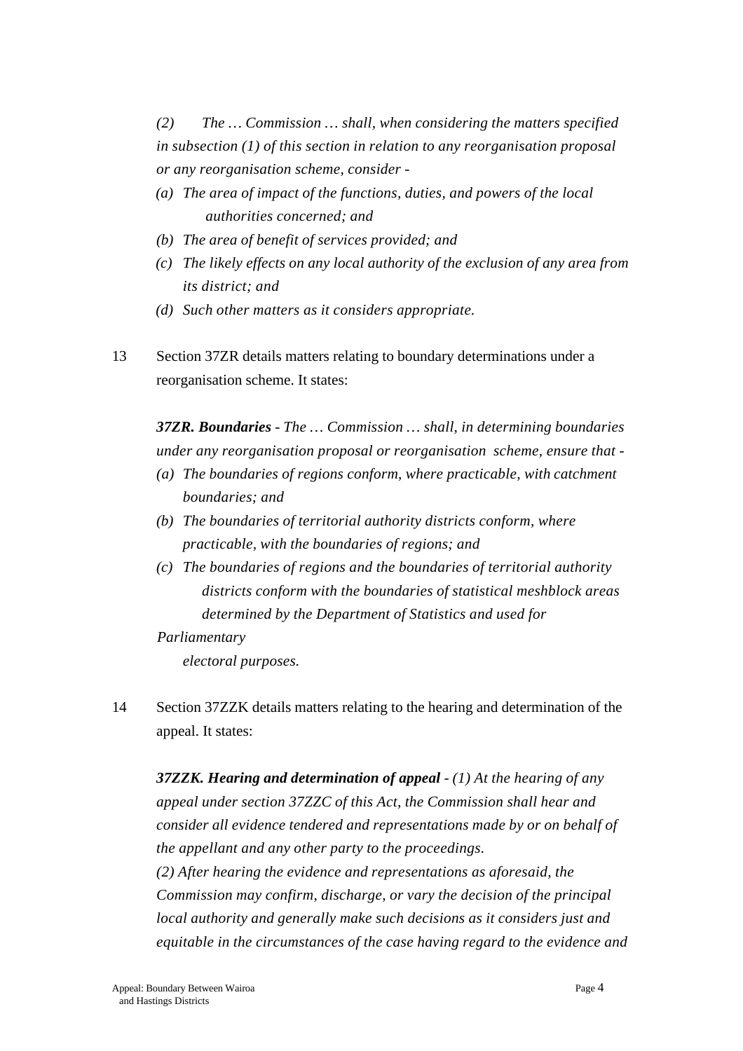*(2) The … Commission … shall, when considering the matters specified in subsection (1) of this section in relation to any reorganisation proposal or any reorganisation scheme, consider -*

*(a) The area of impact of the functions, duties, and powers of the local authorities concerned; and*

*(b) The area of benefit of services provided; and*

*(c) The likely effects on any local authority of the exclusion of any area from its district; and*

*(d) Such other matters as it considers appropriate.*

13 Section 37ZR details matters relating to boundary determinations under a reorganisation scheme. It states:

***37ZR. Boundaries** - The … Commission … shall, in determining boundaries under any reorganisation proposal or reorganisation scheme, ensure that -*

*(a) The boundaries of regions conform, where practicable, with catchment boundaries; and*

*(b) The boundaries of territorial authority districts conform, where practicable, with the boundaries of regions; and*

*(c) The boundaries of regions and the boundaries of territorial authority districts conform with the boundaries of statistical meshblock areas determined by the Department of Statistics and used for Parliamentary electoral purposes.*

14 Section 37ZZK details matters relating to the hearing and determination of the appeal. It states:

***37ZZK. Hearing and determination of appeal** - (1) At the hearing of any appeal under section 37ZZC of this Act, the Commission shall hear and consider all evidence tendered and representations made by or on behalf of the appellant and any other party to the proceedings.*

*(2) After hearing the evidence and representations as aforesaid, the Commission may confirm, discharge, or vary the decision of the principal local authority and generally make such decisions as it considers just and equitable in the circumstances of the case having regard to the evidence and*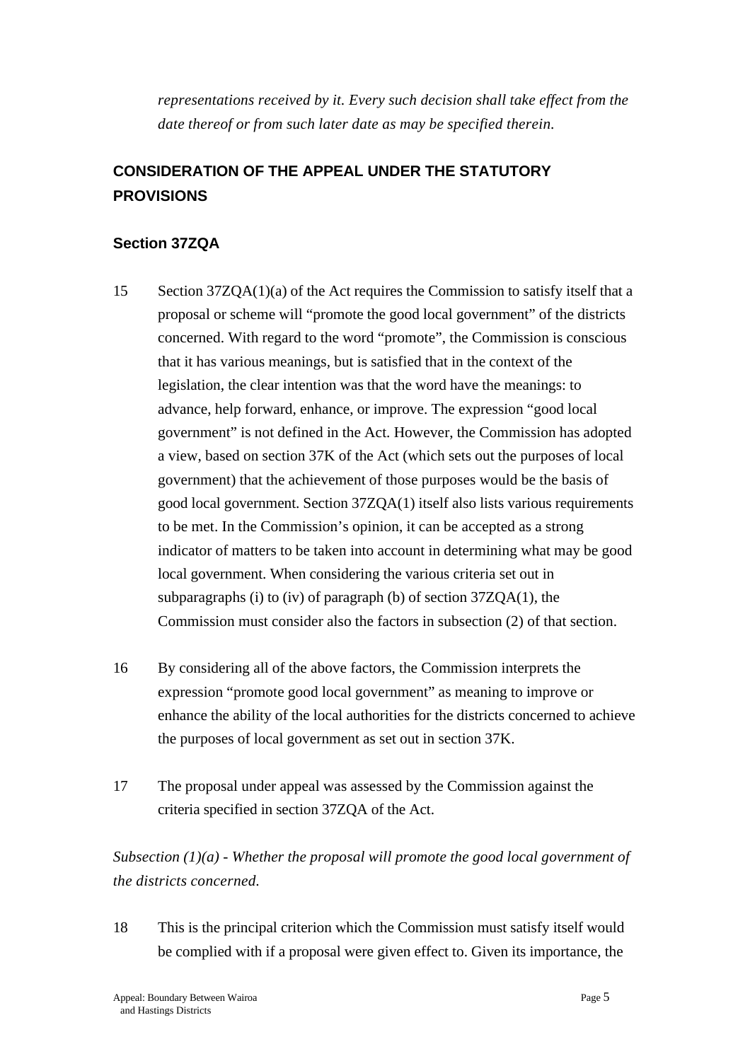*representations received by it. Every such decision shall take effect from the date thereof or from such later date as may be specified therein.*

## CONSIDERATION OF THE APPEAL UNDER THE STATUTORY PROVISIONS

### Section 37ZQA

15 Section 37ZQA(1)(a) of the Act requires the Commission to satisfy itself that a proposal or scheme will "promote the good local government" of the districts concerned. With regard to the word "promote", the Commission is conscious that it has various meanings, but is satisfied that in the context of the legislation, the clear intention was that the word have the meanings: to advance, help forward, enhance, or improve. The expression "good local government" is not defined in the Act. However, the Commission has adopted a view, based on section 37K of the Act (which sets out the purposes of local government) that the achievement of those purposes would be the basis of good local government. Section 37ZQA(1) itself also lists various requirements to be met. In the Commission's opinion, it can be accepted as a strong indicator of matters to be taken into account in determining what may be good local government. When considering the various criteria set out in subparagraphs (i) to (iv) of paragraph (b) of section 37ZQA(1), the Commission must consider also the factors in subsection (2) of that section.

16 By considering all of the above factors, the Commission interprets the expression "promote good local government" as meaning to improve or enhance the ability of the local authorities for the districts concerned to achieve the purposes of local government as set out in section 37K.

17 The proposal under appeal was assessed by the Commission against the criteria specified in section 37ZQA of the Act.

*Subsection (1)(a) - Whether the proposal will promote the good local government of the districts concerned.*

18 This is the principal criterion which the Commission must satisfy itself would be complied with if a proposal were given effect to. Given its importance, the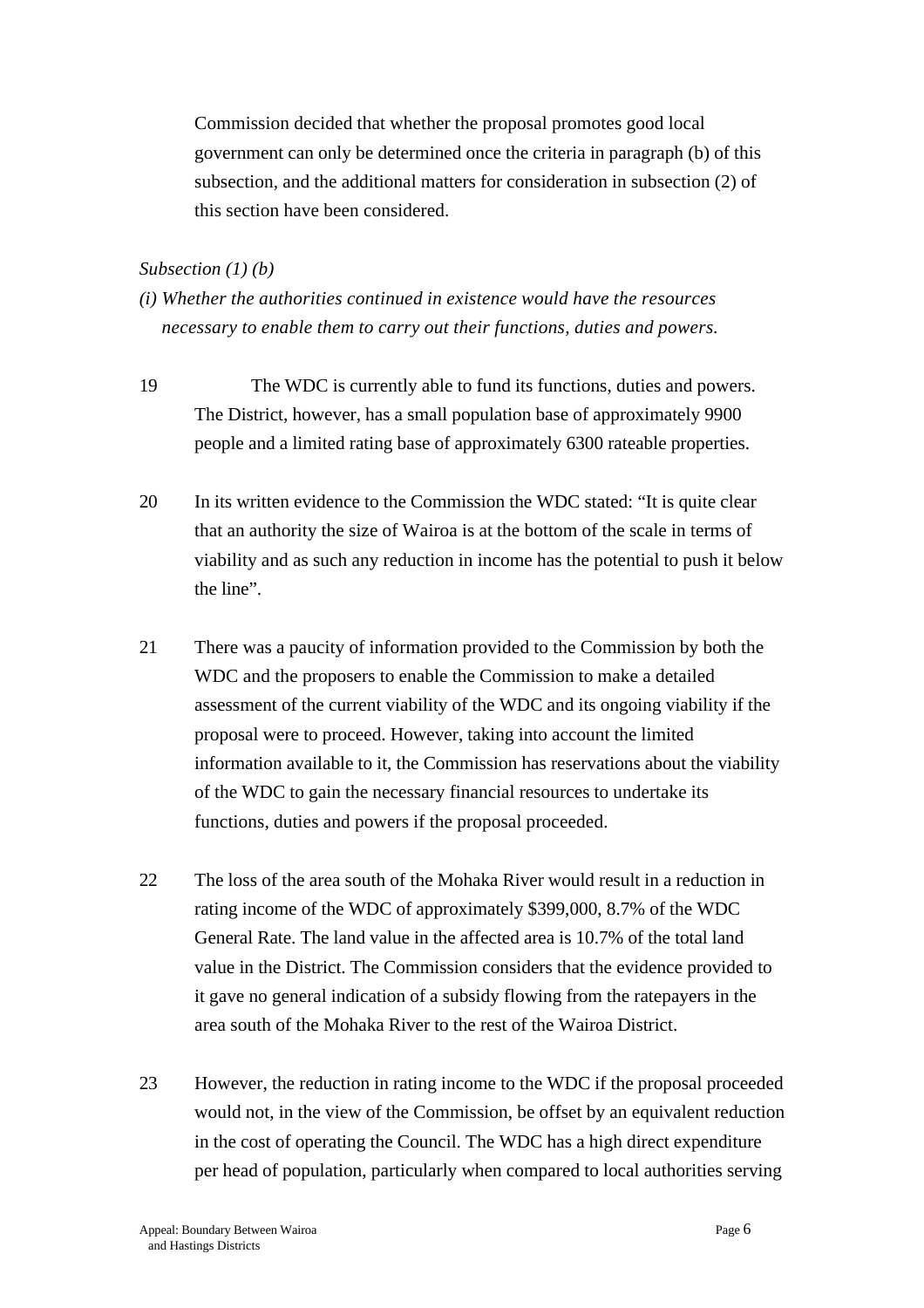Commission decided that whether the proposal promotes good local government can only be determined once the criteria in paragraph (b) of this subsection, and the additional matters for consideration in subsection (2) of this section have been considered.

*Subsection (1) (b)*

*(i) Whether the authorities continued in existence would have the resources necessary to enable them to carry out their functions, duties and powers.*

19 The WDC is currently able to fund its functions, duties and powers. The District, however, has a small population base of approximately 9900 people and a limited rating base of approximately 6300 rateable properties.

20 In its written evidence to the Commission the WDC stated: "It is quite clear that an authority the size of Wairoa is at the bottom of the scale in terms of viability and as such any reduction in income has the potential to push it below the line".

21 There was a paucity of information provided to the Commission by both the WDC and the proposers to enable the Commission to make a detailed assessment of the current viability of the WDC and its ongoing viability if the proposal were to proceed. However, taking into account the limited information available to it, the Commission has reservations about the viability of the WDC to gain the necessary financial resources to undertake its functions, duties and powers if the proposal proceeded.

22 The loss of the area south of the Mohaka River would result in a reduction in rating income of the WDC of approximately $399,000, 8.7% of the WDC General Rate. The land value in the affected area is 10.7% of the total land value in the District. The Commission considers that the evidence provided to it gave no general indication of a subsidy flowing from the ratepayers in the area south of the Mohaka River to the rest of the Wairoa District.

23 However, the reduction in rating income to the WDC if the proposal proceeded would not, in the view of the Commission, be offset by an equivalent reduction in the cost of operating the Council. The WDC has a high direct expenditure per head of population, particularly when compared to local authorities serving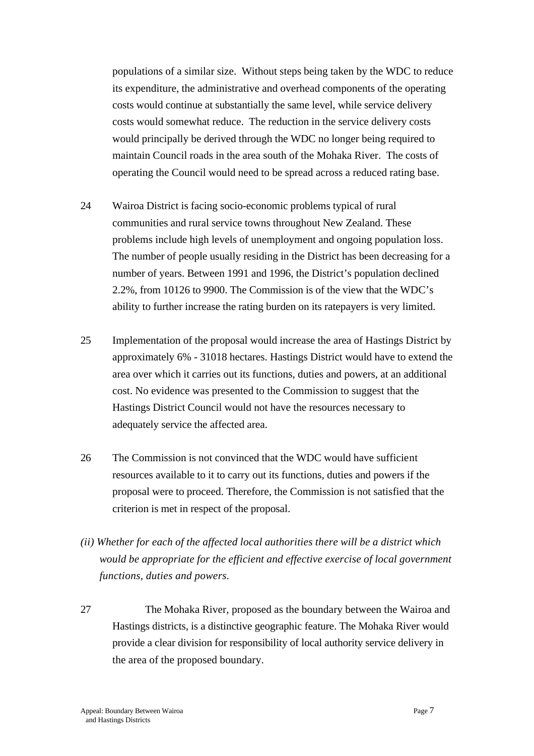populations of a similar size. Without steps being taken by the WDC to reduce its expenditure, the administrative and overhead components of the operating costs would continue at substantially the same level, while service delivery costs would somewhat reduce. The reduction in the service delivery costs would principally be derived through the WDC no longer being required to maintain Council roads in the area south of the Mohaka River. The costs of operating the Council would need to be spread across a reduced rating base.

24 Wairoa District is facing socio-economic problems typical of rural communities and rural service towns throughout New Zealand. These problems include high levels of unemployment and ongoing population loss. The number of people usually residing in the District has been decreasing for a number of years. Between 1991 and 1996, the District's population declined 2.2%, from 10126 to 9900. The Commission is of the view that the WDC's ability to further increase the rating burden on its ratepayers is very limited.

25 Implementation of the proposal would increase the area of Hastings District by approximately 6% - 31018 hectares. Hastings District would have to extend the area over which it carries out its functions, duties and powers, at an additional cost. No evidence was presented to the Commission to suggest that the Hastings District Council would not have the resources necessary to adequately service the affected area.

26 The Commission is not convinced that the WDC would have sufficient resources available to it to carry out its functions, duties and powers if the proposal were to proceed. Therefore, the Commission is not satisfied that the criterion is met in respect of the proposal.

*(ii) Whether for each of the affected local authorities there will be a district which would be appropriate for the efficient and effective exercise of local government functions, duties and powers.*

27 The Mohaka River, proposed as the boundary between the Wairoa and Hastings districts, is a distinctive geographic feature. The Mohaka River would provide a clear division for responsibility of local authority service delivery in the area of the proposed boundary.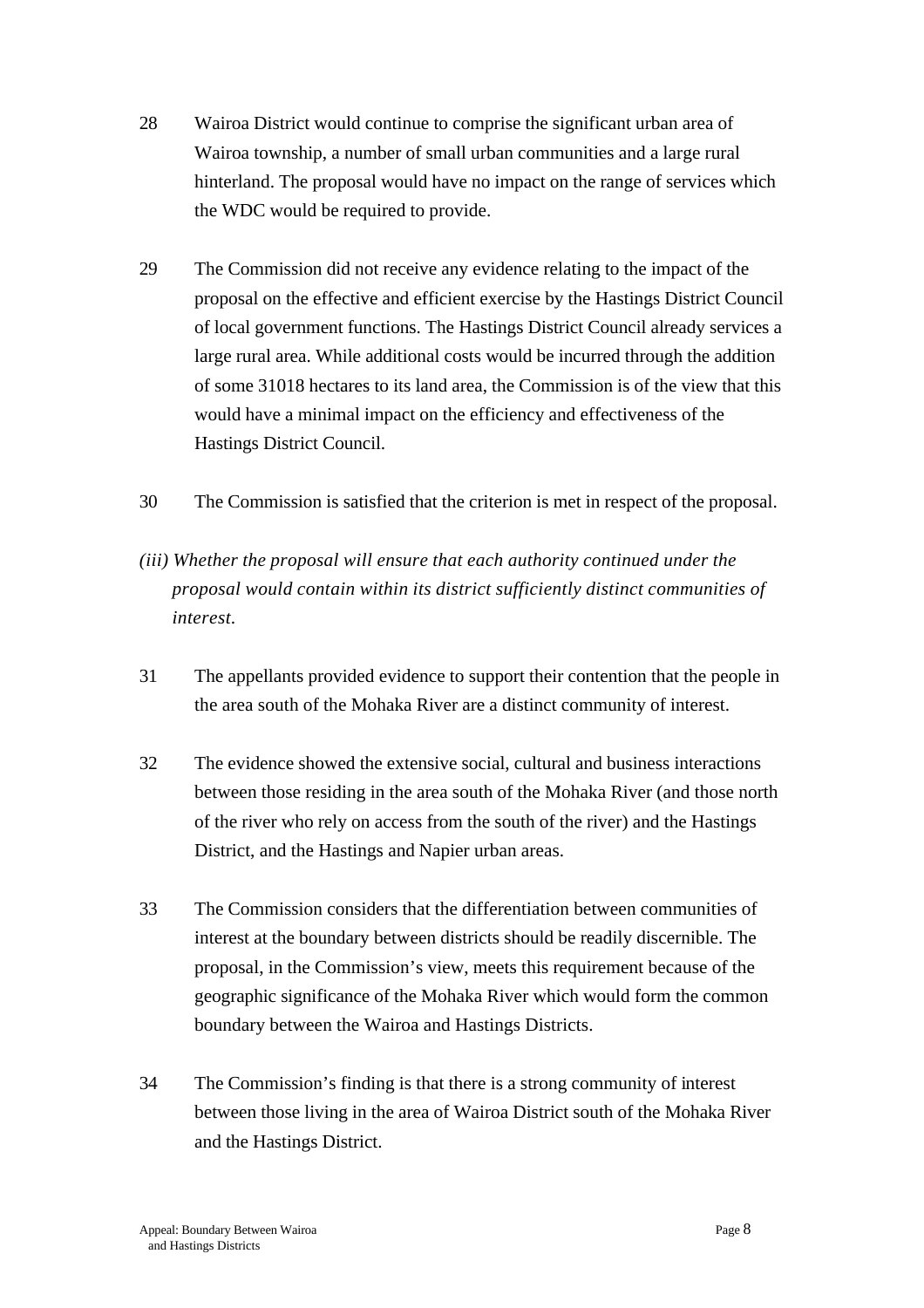28 Wairoa District would continue to comprise the significant urban area of Wairoa township, a number of small urban communities and a large rural hinterland. The proposal would have no impact on the range of services which the WDC would be required to provide.

29 The Commission did not receive any evidence relating to the impact of the proposal on the effective and efficient exercise by the Hastings District Council of local government functions. The Hastings District Council already services a large rural area. While additional costs would be incurred through the addition of some 31018 hectares to its land area, the Commission is of the view that this would have a minimal impact on the efficiency and effectiveness of the Hastings District Council.

30 The Commission is satisfied that the criterion is met in respect of the proposal.

*(iii) Whether the proposal will ensure that each authority continued under the proposal would contain within its district sufficiently distinct communities of interest.*

31 The appellants provided evidence to support their contention that the people in the area south of the Mohaka River are a distinct community of interest.

32 The evidence showed the extensive social, cultural and business interactions between those residing in the area south of the Mohaka River (and those north of the river who rely on access from the south of the river) and the Hastings District, and the Hastings and Napier urban areas.

33 The Commission considers that the differentiation between communities of interest at the boundary between districts should be readily discernible. The proposal, in the Commission's view, meets this requirement because of the geographic significance of the Mohaka River which would form the common boundary between the Wairoa and Hastings Districts.

34 The Commission's finding is that there is a strong community of interest between those living in the area of Wairoa District south of the Mohaka River and the Hastings District.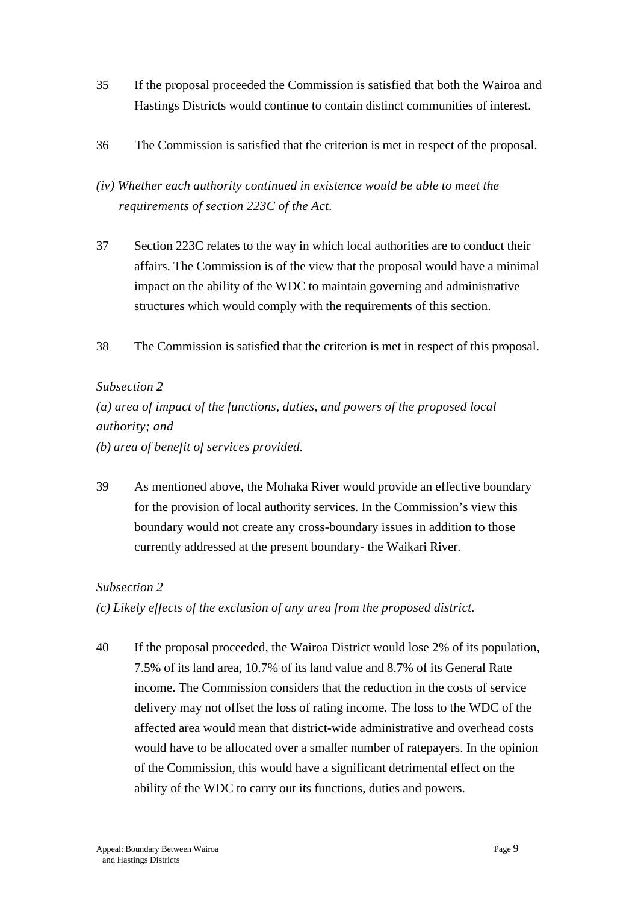35 If the proposal proceeded the Commission is satisfied that both the Wairoa and Hastings Districts would continue to contain distinct communities of interest.

36 The Commission is satisfied that the criterion is met in respect of the proposal.

*(iv) Whether each authority continued in existence would be able to meet the requirements of section 223C of the Act.*

37 Section 223C relates to the way in which local authorities are to conduct their affairs. The Commission is of the view that the proposal would have a minimal impact on the ability of the WDC to maintain governing and administrative structures which would comply with the requirements of this section.

38 The Commission is satisfied that the criterion is met in respect of this proposal.

*Subsection 2*
*(a) area of impact of the functions, duties, and powers of the proposed local authority; and*
*(b) area of benefit of services provided.*

39 As mentioned above, the Mohaka River would provide an effective boundary for the provision of local authority services. In the Commission's view this boundary would not create any cross-boundary issues in addition to those currently addressed at the present boundary- the Waikari River.

*Subsection 2*
*(c) Likely effects of the exclusion of any area from the proposed district.*

40 If the proposal proceeded, the Wairoa District would lose 2% of its population, 7.5% of its land area, 10.7% of its land value and 8.7% of its General Rate income. The Commission considers that the reduction in the costs of service delivery may not offset the loss of rating income. The loss to the WDC of the affected area would mean that district-wide administrative and overhead costs would have to be allocated over a smaller number of ratepayers. In the opinion of the Commission, this would have a significant detrimental effect on the ability of the WDC to carry out its functions, duties and powers.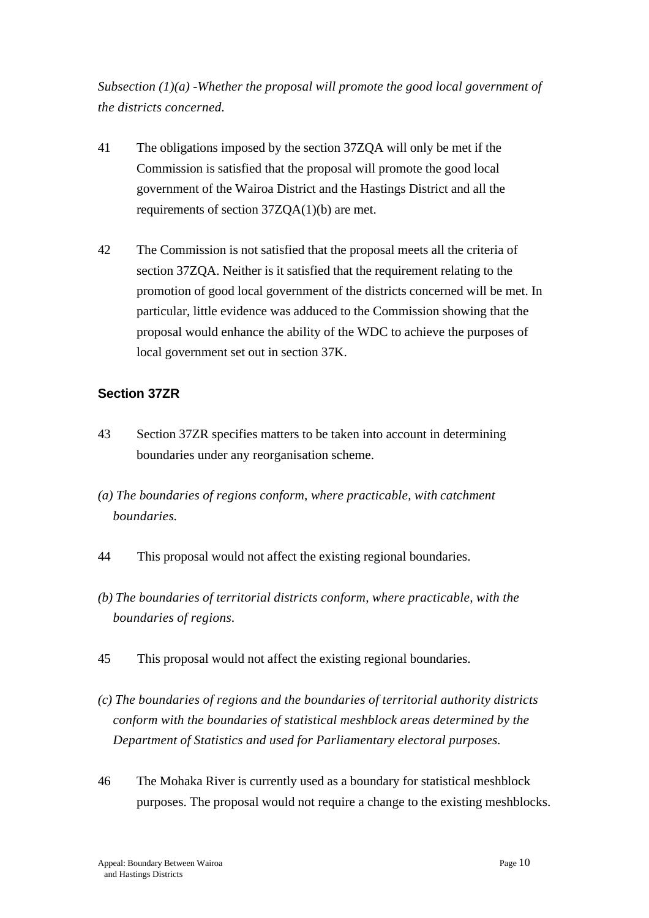*Subsection (1)(a) -Whether the proposal will promote the good local government of the districts concerned.*

41 The obligations imposed by the section 37ZQA will only be met if the Commission is satisfied that the proposal will promote the good local government of the Wairoa District and the Hastings District and all the requirements of section 37ZQA(1)(b) are met.

42 The Commission is not satisfied that the proposal meets all the criteria of section 37ZQA. Neither is it satisfied that the requirement relating to the promotion of good local government of the districts concerned will be met. In particular, little evidence was adduced to the Commission showing that the proposal would enhance the ability of the WDC to achieve the purposes of local government set out in section 37K.

### Section 37ZR

43 Section 37ZR specifies matters to be taken into account in determining boundaries under any reorganisation scheme.

*(a) The boundaries of regions conform, where practicable, with catchment boundaries.*

44 This proposal would not affect the existing regional boundaries.

*(b) The boundaries of territorial districts conform, where practicable, with the boundaries of regions.*

45 This proposal would not affect the existing regional boundaries.

*(c) The boundaries of regions and the boundaries of territorial authority districts conform with the boundaries of statistical meshblock areas determined by the Department of Statistics and used for Parliamentary electoral purposes.*

46 The Mohaka River is currently used as a boundary for statistical meshblock purposes. The proposal would not require a change to the existing meshblocks.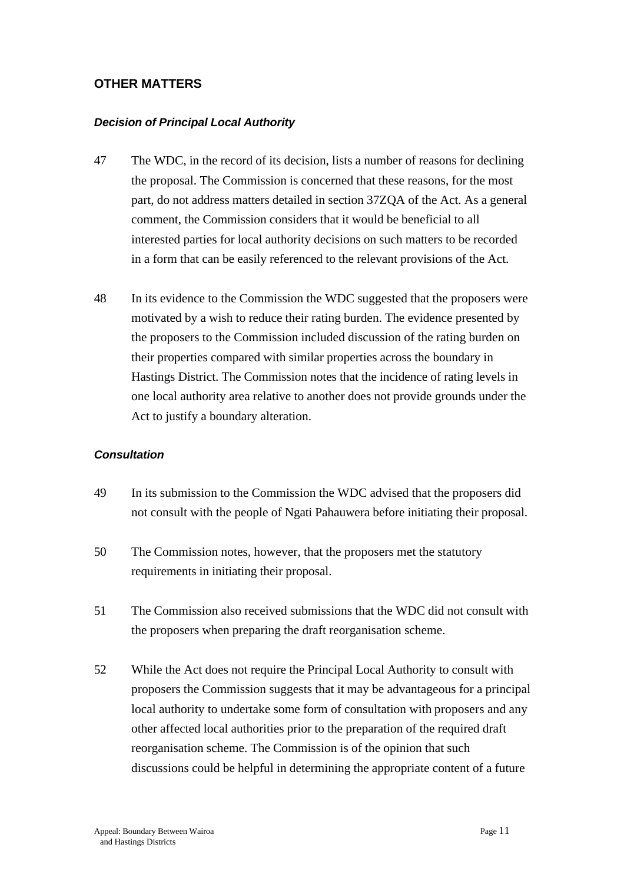## OTHER MATTERS

### *Decision of Principal Local Authority*

47 The WDC, in the record of its decision, lists a number of reasons for declining the proposal. The Commission is concerned that these reasons, for the most part, do not address matters detailed in section 37ZQA of the Act. As a general comment, the Commission considers that it would be beneficial to all interested parties for local authority decisions on such matters to be recorded in a form that can be easily referenced to the relevant provisions of the Act.

48 In its evidence to the Commission the WDC suggested that the proposers were motivated by a wish to reduce their rating burden. The evidence presented by the proposers to the Commission included discussion of the rating burden on their properties compared with similar properties across the boundary in Hastings District. The Commission notes that the incidence of rating levels in one local authority area relative to another does not provide grounds under the Act to justify a boundary alteration.

### *Consultation*

49 In its submission to the Commission the WDC advised that the proposers did not consult with the people of Ngati Pahauwera before initiating their proposal.

50 The Commission notes, however, that the proposers met the statutory requirements in initiating their proposal.

51 The Commission also received submissions that the WDC did not consult with the proposers when preparing the draft reorganisation scheme.

52 While the Act does not require the Principal Local Authority to consult with proposers the Commission suggests that it may be advantageous for a principal local authority to undertake some form of consultation with proposers and any other affected local authorities prior to the preparation of the required draft reorganisation scheme. The Commission is of the opinion that such discussions could be helpful in determining the appropriate content of a future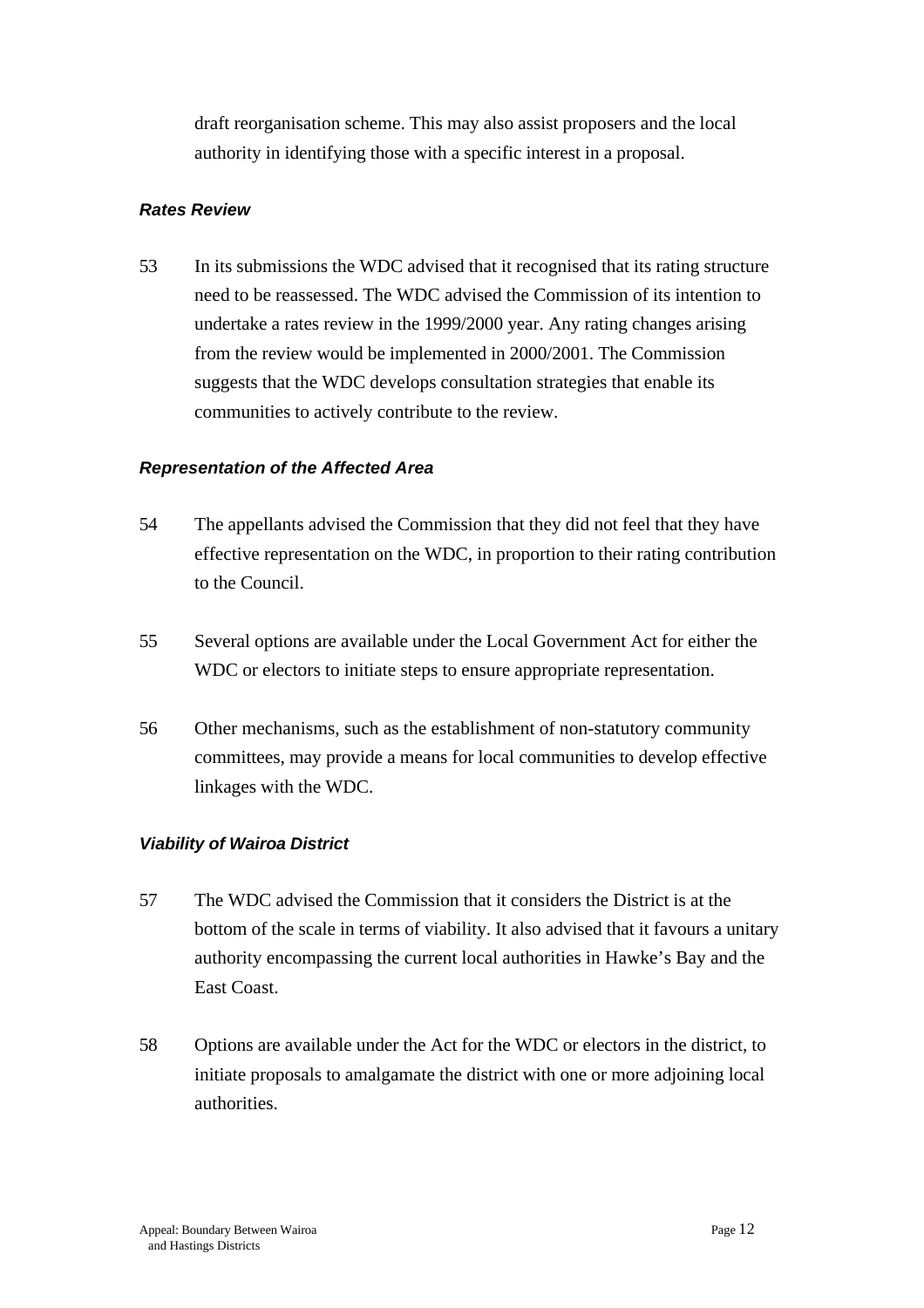draft reorganisation scheme. This may also assist proposers and the local authority in identifying those with a specific interest in a proposal.

### *Rates Review*

53 In its submissions the WDC advised that it recognised that its rating structure need to be reassessed. The WDC advised the Commission of its intention to undertake a rates review in the 1999/2000 year. Any rating changes arising from the review would be implemented in 2000/2001. The Commission suggests that the WDC develops consultation strategies that enable its communities to actively contribute to the review.

### *Representation of the Affected Area*

54 The appellants advised the Commission that they did not feel that they have effective representation on the WDC, in proportion to their rating contribution to the Council.

55 Several options are available under the Local Government Act for either the WDC or electors to initiate steps to ensure appropriate representation.

56 Other mechanisms, such as the establishment of non-statutory community committees, may provide a means for local communities to develop effective linkages with the WDC.

### *Viability of Wairoa District*

57 The WDC advised the Commission that it considers the District is at the bottom of the scale in terms of viability. It also advised that it favours a unitary authority encompassing the current local authorities in Hawke's Bay and the East Coast.

58 Options are available under the Act for the WDC or electors in the district, to initiate proposals to amalgamate the district with one or more adjoining local authorities.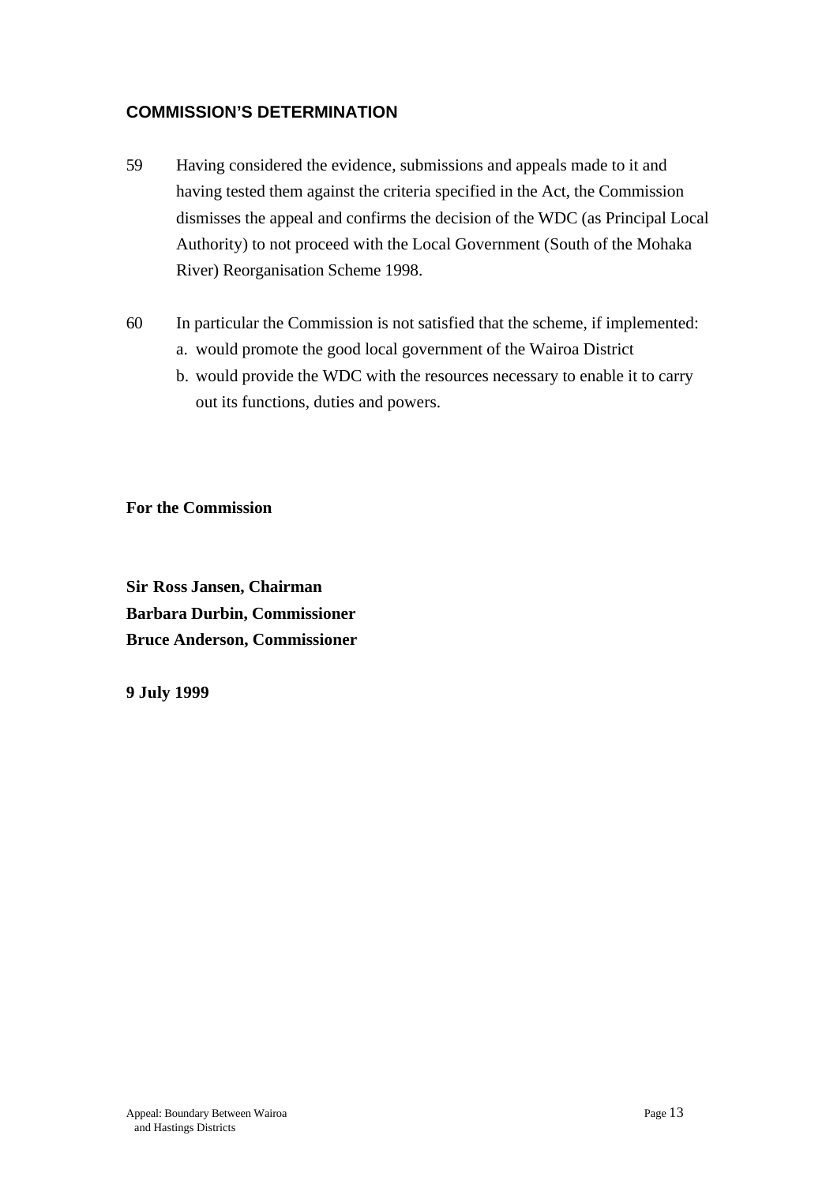## COMMISSION'S DETERMINATION

59 Having considered the evidence, submissions and appeals made to it and having tested them against the criteria specified in the Act, the Commission dismisses the appeal and confirms the decision of the WDC (as Principal Local Authority) to not proceed with the Local Government (South of the Mohaka River) Reorganisation Scheme 1998.

60 In particular the Commission is not satisfied that the scheme, if implemented:

a. would promote the good local government of the Wairoa District
b. would provide the WDC with the resources necessary to enable it to carry out its functions, duties and powers.

**For the Commission**

**Sir Ross Jansen, Chairman**
**Barbara Durbin, Commissioner**
**Bruce Anderson, Commissioner**

**9 July 1999**